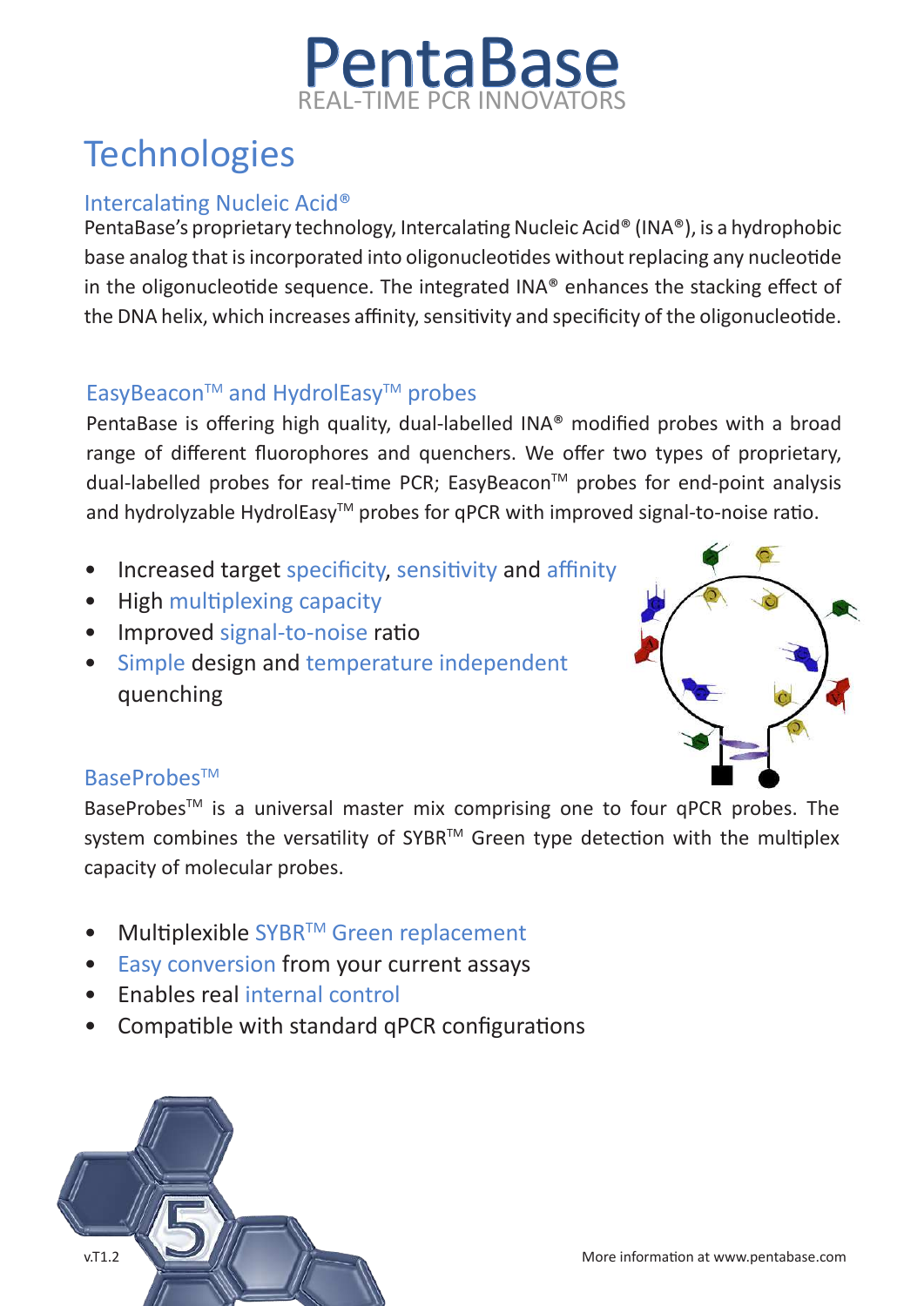# PentaBase

REAL-TIME PCR INNOVATORS

## Technologies

### Intercalating Nucleic Acid®

PentaBase's proprietary technology, Intercalating Nucleic Acid® (INA®), is a hydrophobic base analog that is incorporated into oligonucleotides without replacing any nucleotide in the oligonucleotide sequence. The integrated INA® enhances the stacking effect of the DNA helix, which increases affinity, sensitivity and specificity of the oligonucleotide.

### EasyBeacon™ and HydrolEasy™ probes

PentaBase is offering high quality, dual-labelled INA® modified probes with a broad range of different fluorophores and quenchers. We offer two types of proprietary, dual-labelled probes for real-time PCR; EasyBeacon™ probes for end-point analysis and hydrolyzable HydrolEasy™ probes for qPCR with improved signal-to-noise ratio.

- Increased target specificity, sensitivity and affinity
- High multiplexing capacity
- Improved signal-to-noise ratio
- Simple design and temperature independent quenching

### BaseProbes™

BaseProbes™ is a universal master mix comprising one to four qPCR probes. The system combines the versatility of SYBR™ Green type detection with the multiplex capacity of molecular probes.

- Multiplexible SYBR™ Green replacement
- Easy conversion from your current assays
- Enables real internal control
- Compatible with standard qPCR configurations

v.T1.2

More information at www.pentabase.com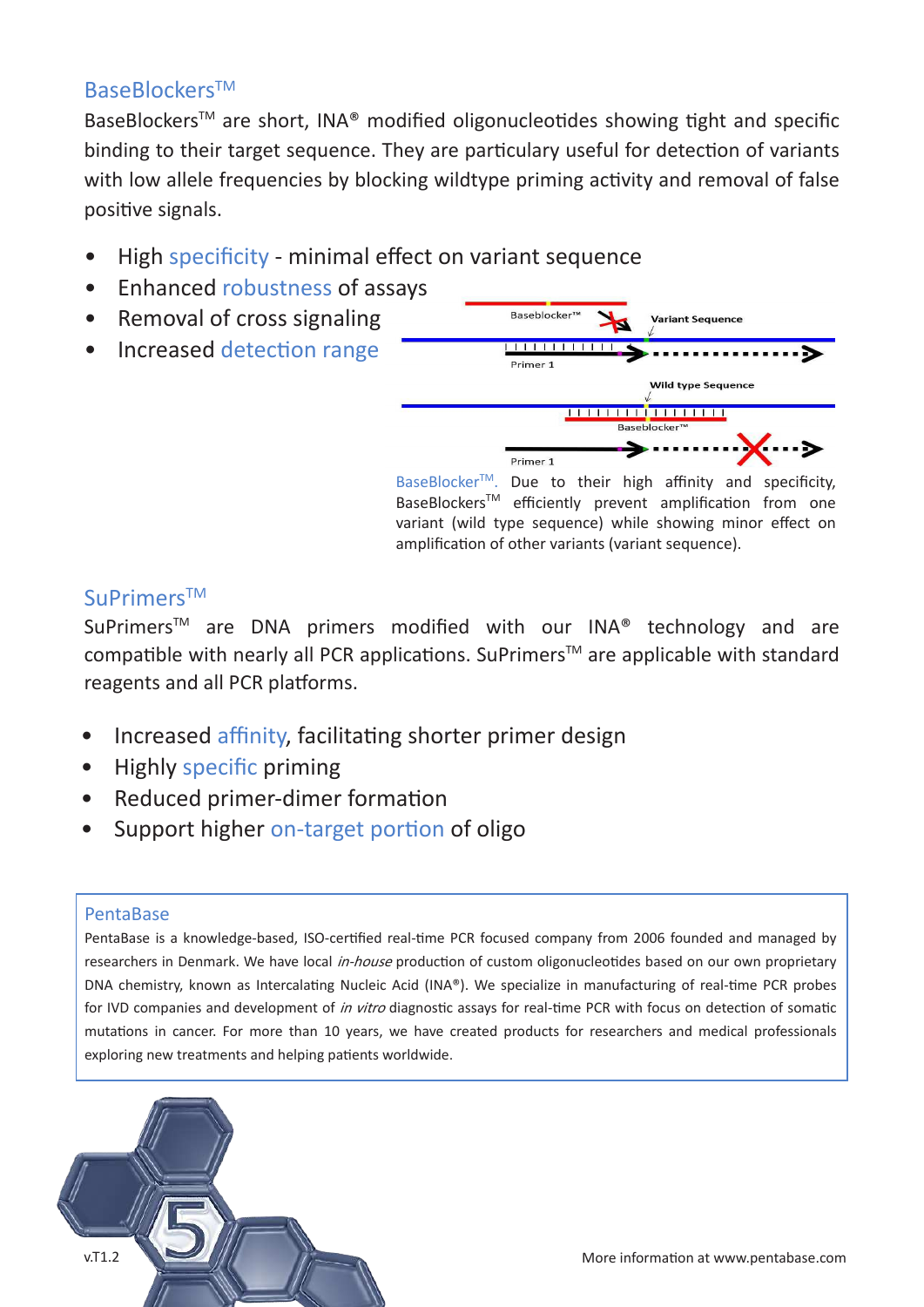## BaseBlockers™

BaseBlockers™ are short, INA® modified oligonucleotides showing tight and specific binding to their target sequence. They are particulary useful for detection of variants with low allele frequencies by blocking wildtype priming activity and removal of false positive signals.

- High specificity - minimal effect on variant sequence
- Enhanced robustness of assays
- Removal of cross signaling
- Increased detection range

Baseblocker™
Variant Sequence
Primer 1
Wild type Sequence
Baseblocker™
Primer 1

BaseBlocker™. Due to their high affinity and specificity, BaseBlockers™ efficiently prevent amplification from one variant (wild type sequence) while showing minor effect on amplification of other variants (variant sequence).

## SuPrimers™

SuPrimers™ are DNA primers modified with our INA® technology and are compatible with nearly all PCR applications. SuPrimers™ are applicable with standard reagents and all PCR platforms.

- Increased affinity, facilitating shorter primer design
- Highly specific priming
- Reduced primer-dimer formation
- Support higher on-target portion of oligo

### PentaBase

PentaBase is a knowledge-based, ISO-certified real-time PCR focused company from 2006 founded and managed by researchers in Denmark. We have local *in-house* production of custom oligonucleotides based on our own proprietary DNA chemistry, known as Intercalating Nucleic Acid (INA®). We specialize in manufacturing of real-time PCR probes for IVD companies and development of *in vitro* diagnostic assays for real-time PCR with focus on detection of somatic mutations in cancer. For more than 10 years, we have created products for researchers and medical professionals exploring new treatments and helping patients worldwide.

v.T1.2

More information at www.pentabase.com